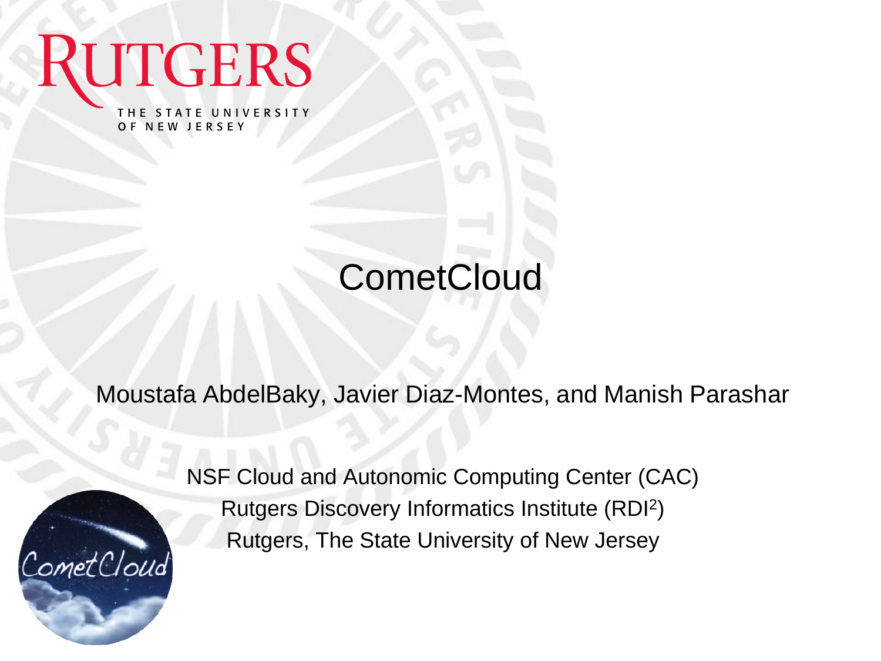RUTGERS
THE STATE UNIVERSITY OF NEW JERSEY

# CometCloud

Moustafa AbdelBaky, Javier Diaz-Montes, and Manish Parashar

NSF Cloud and Autonomic Computing Center (CAC)
Rutgers Discovery Informatics Institute (RDI$^2$)
Rutgers, The State University of New Jersey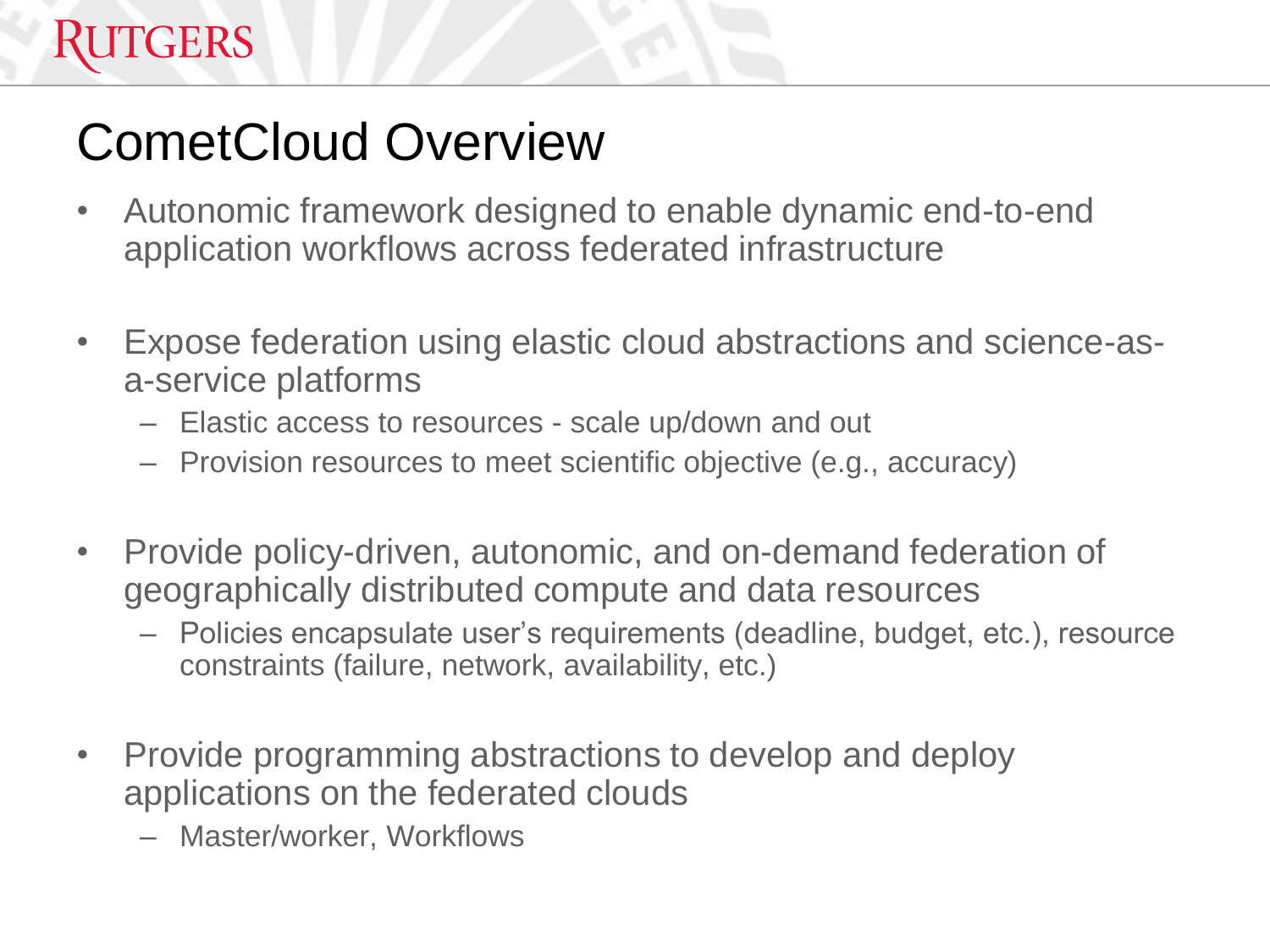# CometCloud Overview

- Autonomic framework designed to enable dynamic end-to-end application workflows across federated infrastructure
- Expose federation using elastic cloud abstractions and science-as-a-service platforms
  - Elastic access to resources - scale up/down and out
  - Provision resources to meet scientific objective (e.g., accuracy)
- Provide policy-driven, autonomic, and on-demand federation of geographically distributed compute and data resources
  - Policies encapsulate user's requirements (deadline, budget, etc.), resource constraints (failure, network, availability, etc.)
- Provide programming abstractions to develop and deploy applications on the federated clouds
  - Master/worker, Workflows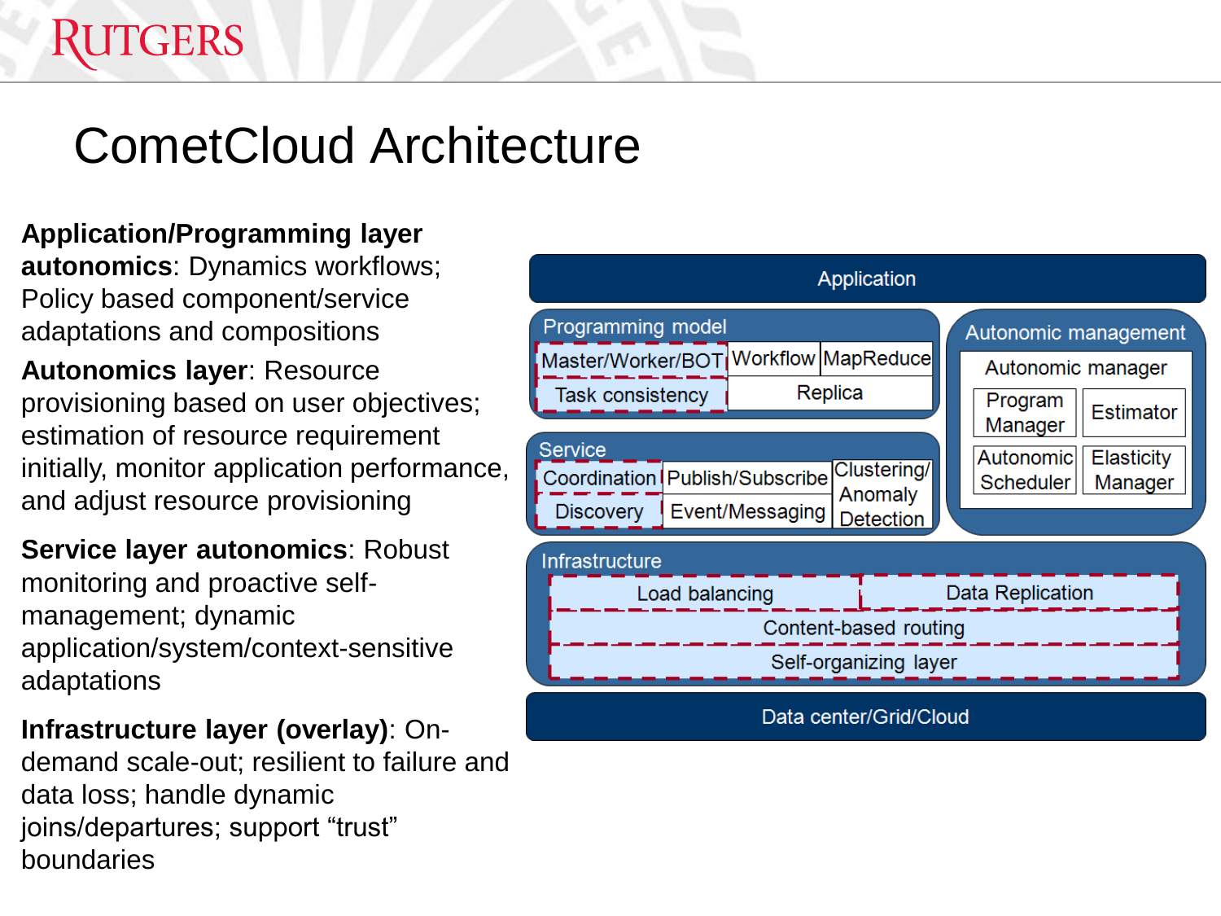# CometCloud Architecture

**Application/Programming layer autonomics**: Dynamics workflows; Policy based component/service adaptations and compositions

**Autonomics layer**: Resource provisioning based on user objectives; estimation of resource requirement initially, monitor application performance, and adjust resource provisioning

**Service layer autonomics**: Robust monitoring and proactive self-management; dynamic application/system/context-sensitive adaptations

**Infrastructure layer (overlay)**: On-demand scale-out; resilient to failure and data loss; handle dynamic joins/departures; support "trust" boundaries

Application

Programming model
- Master/Worker/BOT
- Workflow
- MapReduce
- Task consistency
- Replica

Autonomic management
- Autonomic manager
  - Program Manager
  - Estimator
  - Autonomic Scheduler
  - Elasticity Manager

Service
- Coordination
- Publish/Subscribe
- Clustering/ Anomaly Detection
- Discovery
- Event/Messaging

Infrastructure
- Load balancing
- Data Replication
- Content-based routing
- Self-organizing layer

Data center/Grid/Cloud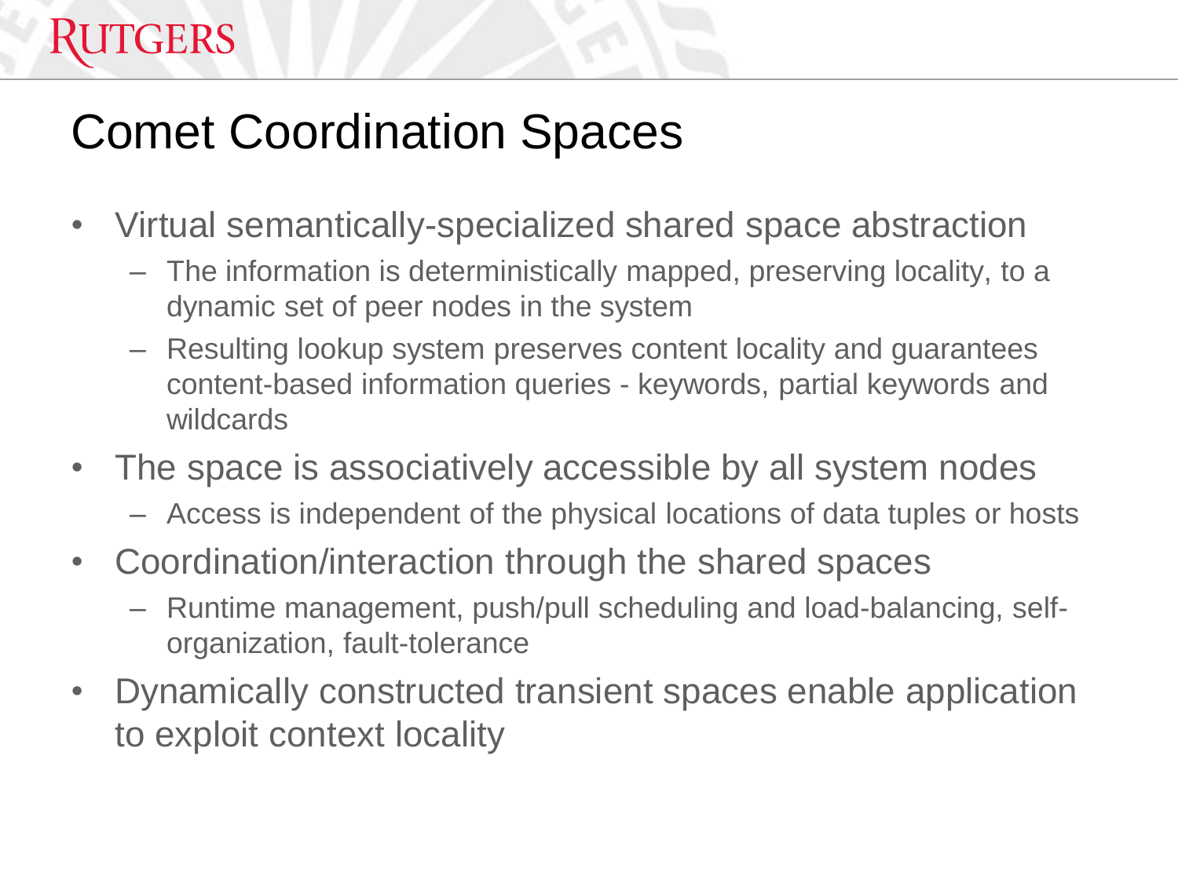# Comet Coordination Spaces

- Virtual semantically-specialized shared space abstraction
  - The information is deterministically mapped, preserving locality, to a dynamic set of peer nodes in the system
  - Resulting lookup system preserves content locality and guarantees content-based information queries - keywords, partial keywords and wildcards
- The space is associatively accessible by all system nodes
  - Access is independent of the physical locations of data tuples or hosts
- Coordination/interaction through the shared spaces
  - Runtime management, push/pull scheduling and load-balancing, self-organization, fault-tolerance
- Dynamically constructed transient spaces enable application to exploit context locality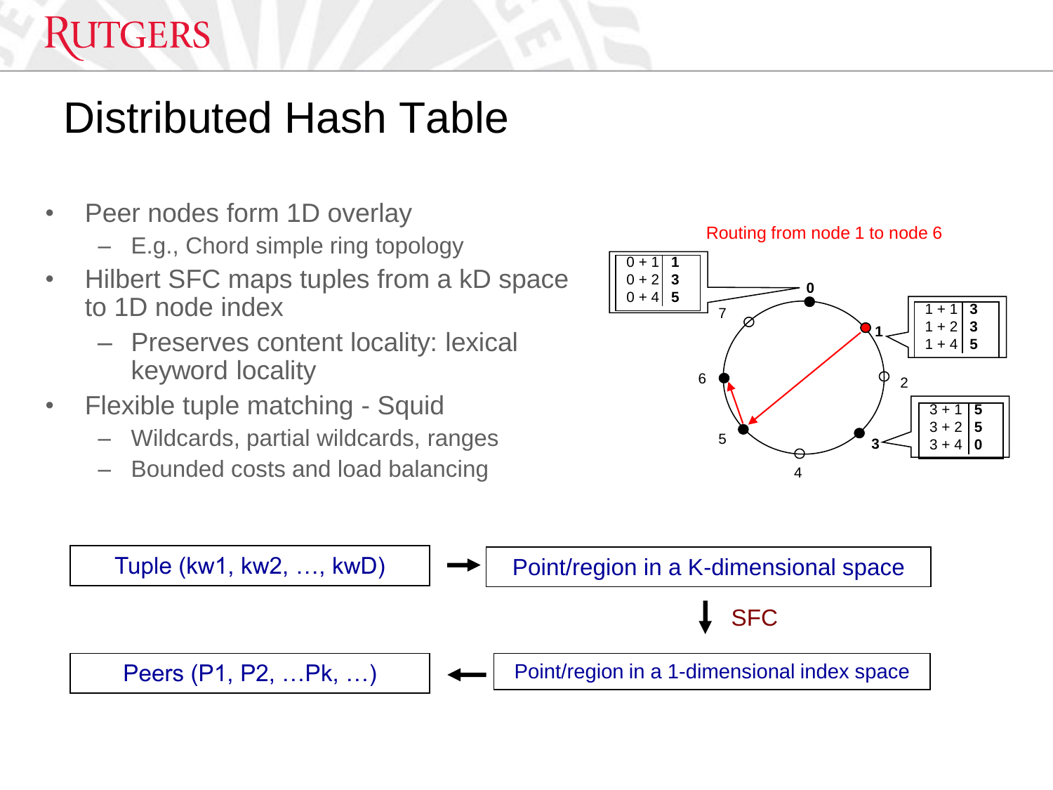# Distributed Hash Table

- Peer nodes form 1D overlay
  - E.g., Chord simple ring topology
- Hilbert SFC maps tuples from a kD space to 1D node index
  - Preserves content locality: lexical keyword locality
- Flexible tuple matching - Squid
  - Wildcards, partial wildcards, ranges
  - Bounded costs and load balancing

Routing from node 1 to node 6

| Node 0 | |
|---|---|
| 0 + 1 | **1** |
| 0 + 2 | **3** |
| 0 + 4 | **5** |

| Node 1 | |
|---|---|
| 1 + 1 | **3** |
| 1 + 2 | **3** |
| 1 + 4 | **5** |

| Node 3 | |
|---|---|
| 3 + 1 | **5** |
| 3 + 2 | **5** |
| 3 + 4 | **0** |

Tuple (kw1, kw2, …, kwD) → Point/region in a K-dimensional space → (SFC) → Point/region in a 1-dimensional index space → Peers (P1, P2, …Pk, …)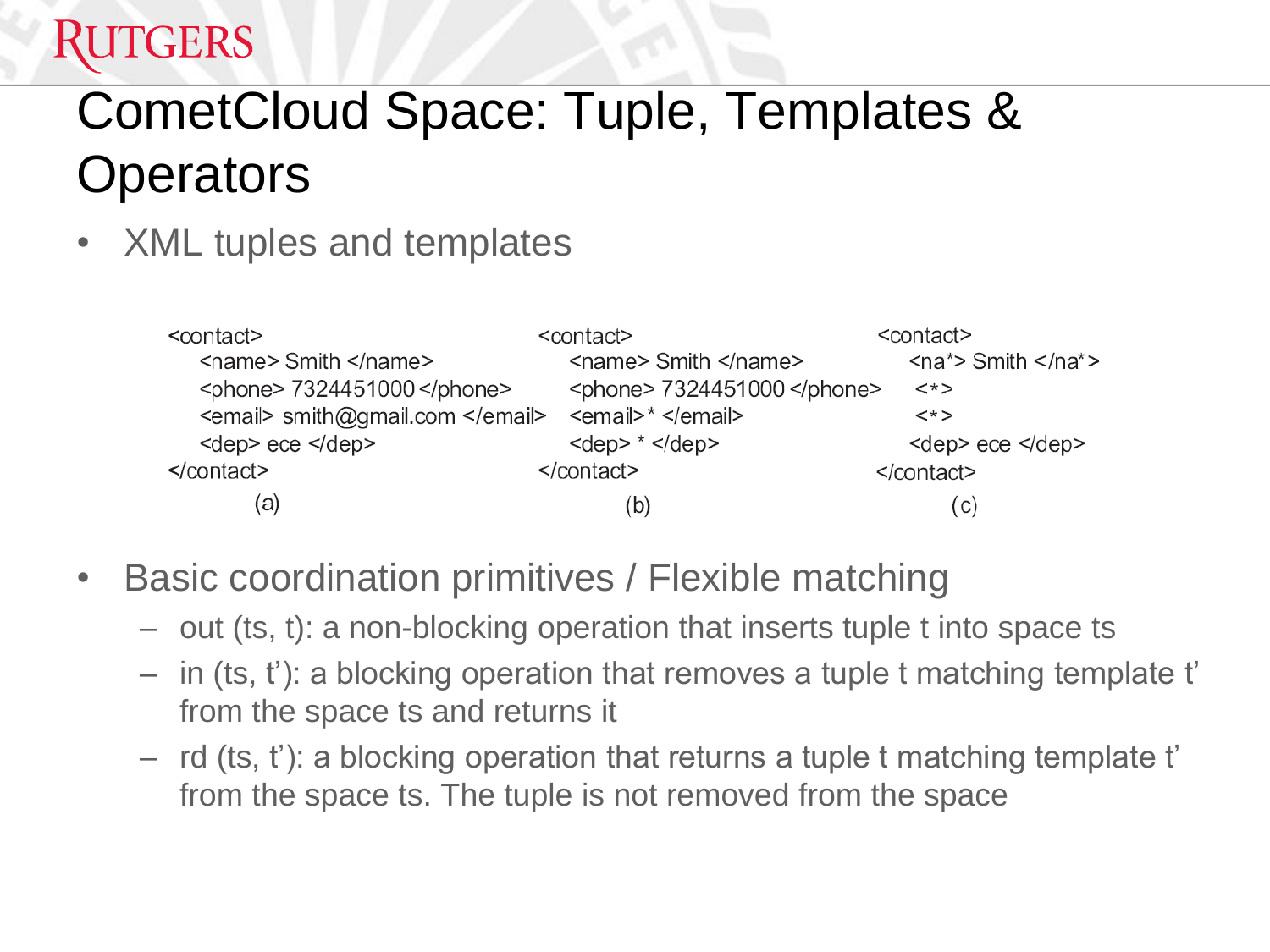# CometCloud Space: Tuple, Templates & Operators

- XML tuples and templates

```
<contact>
   <name> Smith </name>
   <phone> 7324451000 </phone>
   <email> smith@gmail.com </email>
   <dep> ece </dep>
</contact>
```

(a)

```
<contact>
   <name> Smith </name>
   <phone> 7324451000 </phone>
   <email>* </email>
   <dep> * </dep>
</contact>
```

(b)

```
<contact>
   <na*> Smith </na*>
   <*>
   <*>
   <dep> ece </dep>
</contact>
```

(c)

- Basic coordination primitives / Flexible matching
  - out (ts, t): a non-blocking operation that inserts tuple t into space ts
  - in (ts, t'): a blocking operation that removes a tuple t matching template t' from the space ts and returns it
  - rd (ts, t'): a blocking operation that returns a tuple t matching template t' from the space ts. The tuple is not removed from the space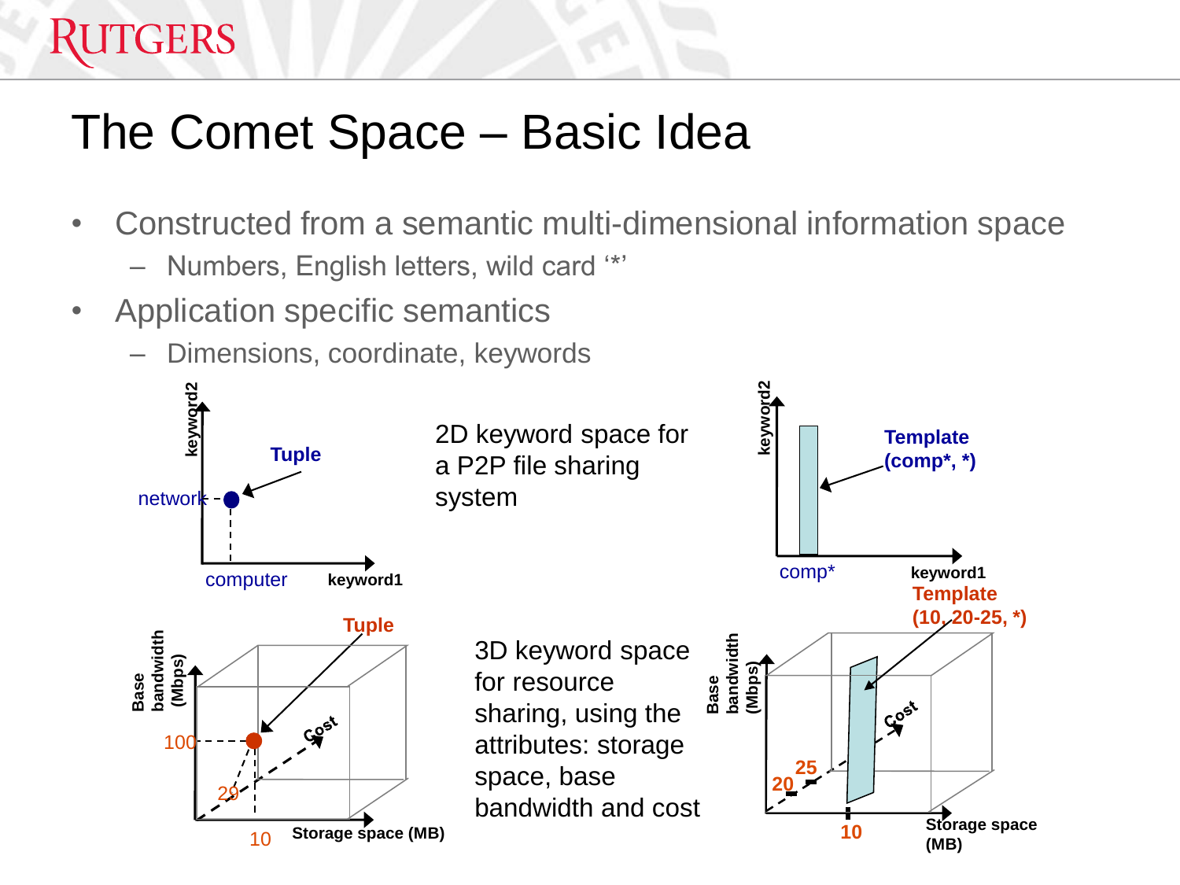# The Comet Space – Basic Idea

- Constructed from a semantic multi-dimensional information space
  - Numbers, English letters, wild card '*'
- Application specific semantics
  - Dimensions, coordinate, keywords

keyword2

Tuple

network

computer

keyword1

2D keyword space for a P2P file sharing system

keyword2

Template (comp*, *)

comp*

keyword1

Tuple

Base bandwidth (Mbps)

100

29

10

Cost

Storage space (MB)

3D keyword space for resource sharing, using the attributes: storage space, base bandwidth and cost

Template (10, 20-25, *)

Base bandwidth (Mbps)

25

20

10

Cost

Storage space (MB)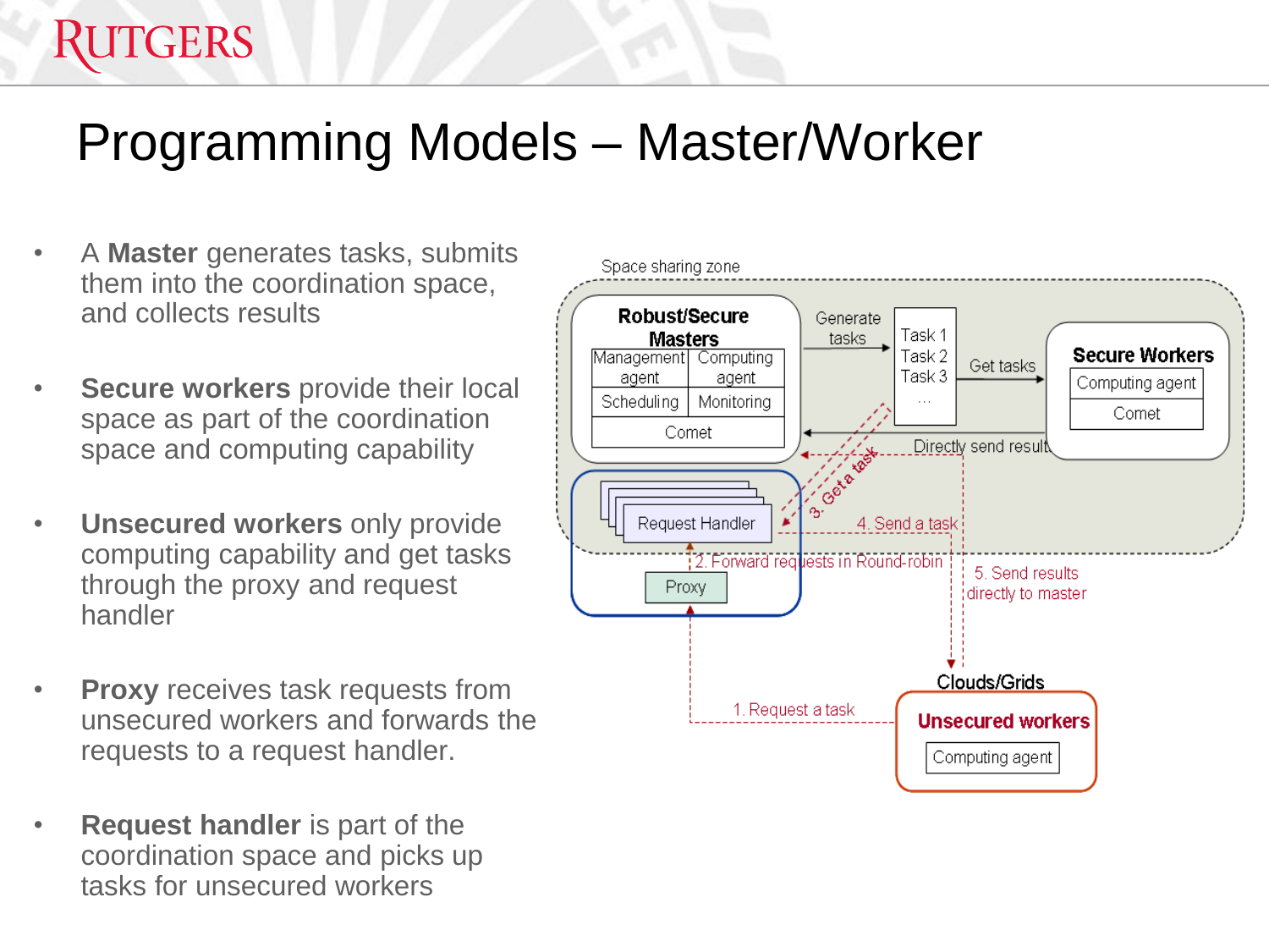# Programming Models – Master/Worker

- A **Master** generates tasks, submits them into the coordination space, and collects results
- **Secure workers** provide their local space as part of the coordination space and computing capability
- **Unsecured workers** only provide computing capability and get tasks through the proxy and request handler
- **Proxy** receives task requests from unsecured workers and forwards the requests to a request handler.
- **Request handler** is part of the coordination space and picks up tasks for unsecured workers

Space sharing zone

Robust/Secure Masters: Management agent, Computing agent, Scheduling, Monitoring, Comet

Generate tasks → Task 1, Task 2, Task 3, ... → Get tasks → Secure Workers: Computing agent, Comet

Directly send result

Request Handler

Proxy

1. Request a task
2. Forward requests in Round-robin
3. Get a task
4. Send a task
5. Send results directly to master

Clouds/Grids

Unsecured workers: Computing agent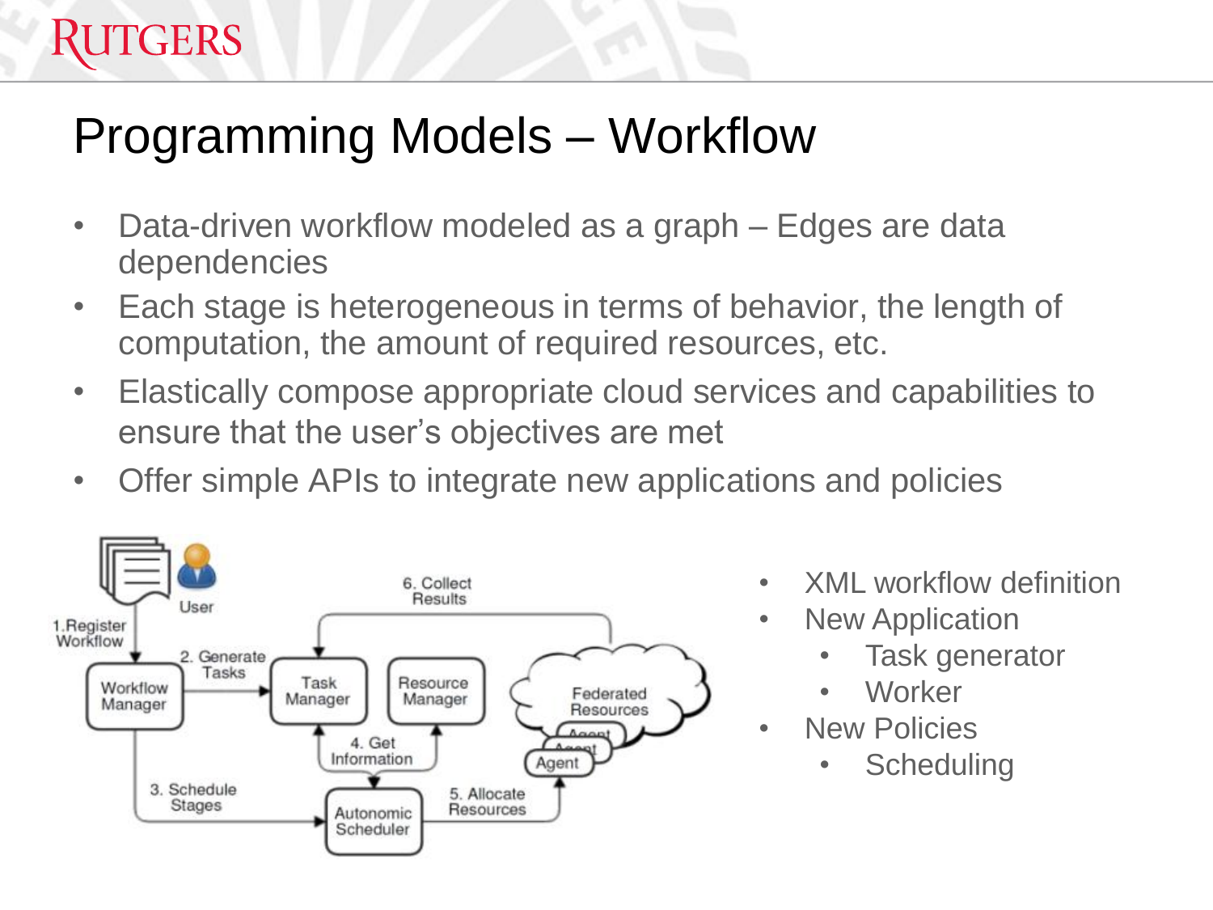# Programming Models – Workflow

- Data-driven workflow modeled as a graph – Edges are data dependencies
- Each stage is heterogeneous in terms of behavior, the length of computation, the amount of required resources, etc.
- Elastically compose appropriate cloud services and capabilities to ensure that the user's objectives are met
- Offer simple APIs to integrate new applications and policies

User

1.Register Workflow

2. Generate Tasks

3. Schedule Stages

4. Get Information

5. Allocate Resources

6. Collect Results

Workflow Manager

Task Manager

Resource Manager

Autonomic Scheduler

Federated Resources

Agent

- XML workflow definition
- New Application
  - Task generator
  - Worker
- New Policies
  - Scheduling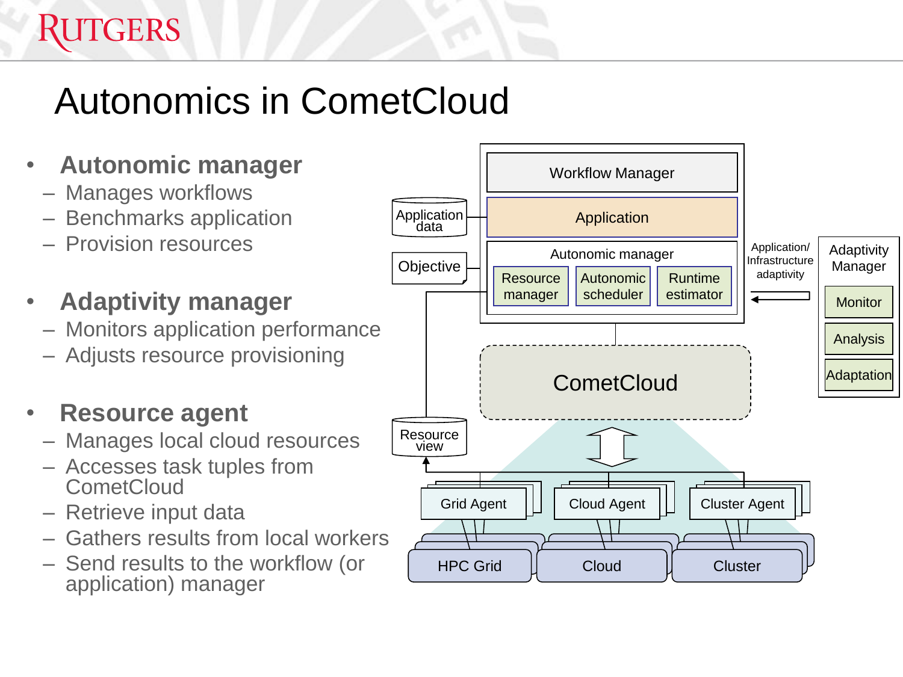# Autonomics in CometCloud

- **Autonomic manager**
  - Manages workflows
  - Benchmarks application
  - Provision resources
- **Adaptivity manager**
  - Monitors application performance
  - Adjusts resource provisioning
- **Resource agent**
  - Manages local cloud resources
  - Accesses task tuples from CometCloud
  - Retrieve input data
  - Gathers results from local workers
  - Send results to the workflow (or application) manager

Workflow Manager

Application

Application data

Objective

Autonomic manager: Resource manager, Autonomic scheduler, Runtime estimator

Application/ Infrastructure adaptivity

Adaptivity Manager: Monitor, Analysis, Adaptation

CometCloud

Resource view

Grid Agent, Cloud Agent, Cluster Agent

HPC Grid, Cloud, Cluster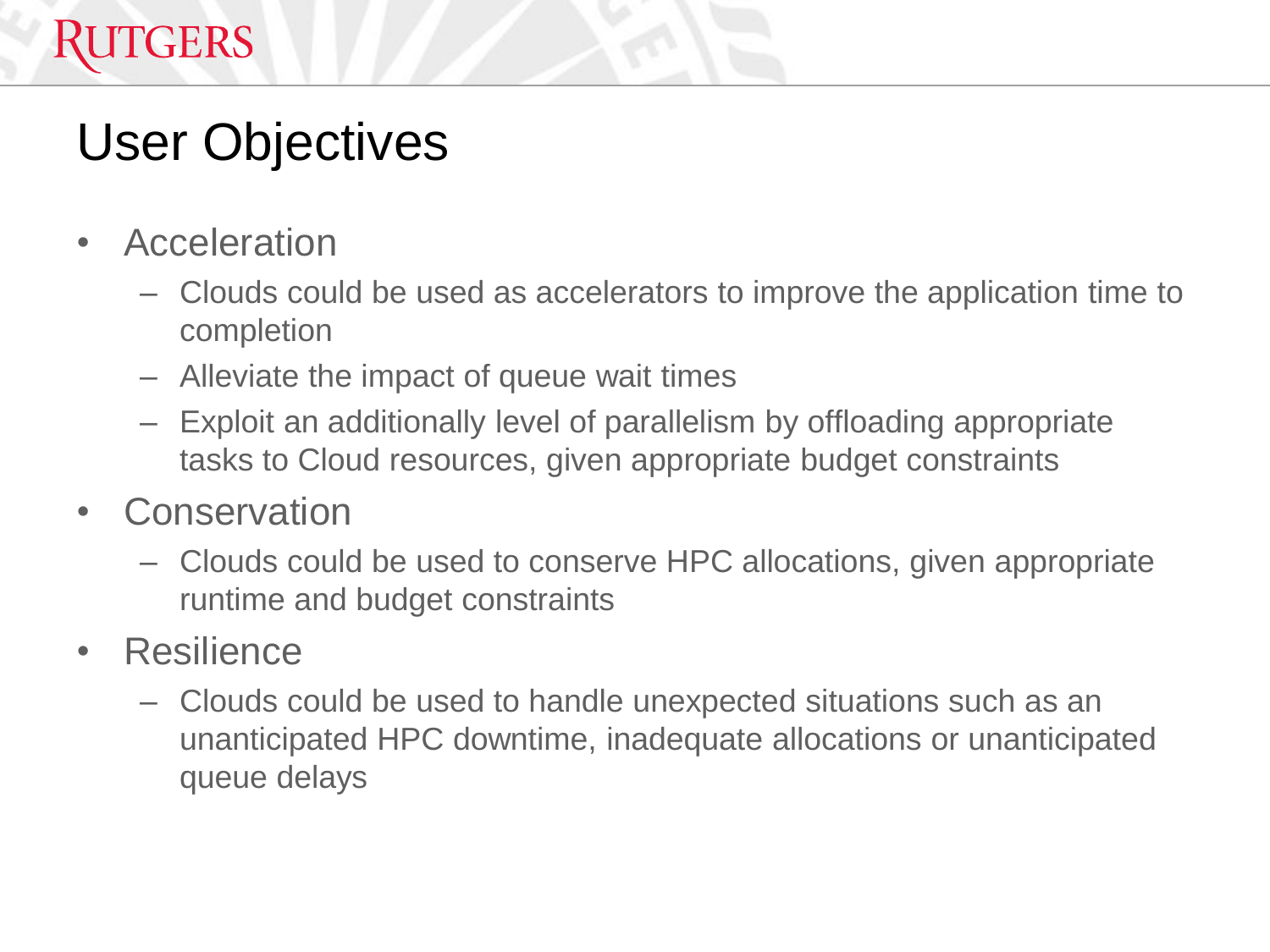# User Objectives

- Acceleration
  - Clouds could be used as accelerators to improve the application time to completion
  - Alleviate the impact of queue wait times
  - Exploit an additionally level of parallelism by offloading appropriate tasks to Cloud resources, given appropriate budget constraints
- Conservation
  - Clouds could be used to conserve HPC allocations, given appropriate runtime and budget constraints
- Resilience
  - Clouds could be used to handle unexpected situations such as an unanticipated HPC downtime, inadequate allocations or unanticipated queue delays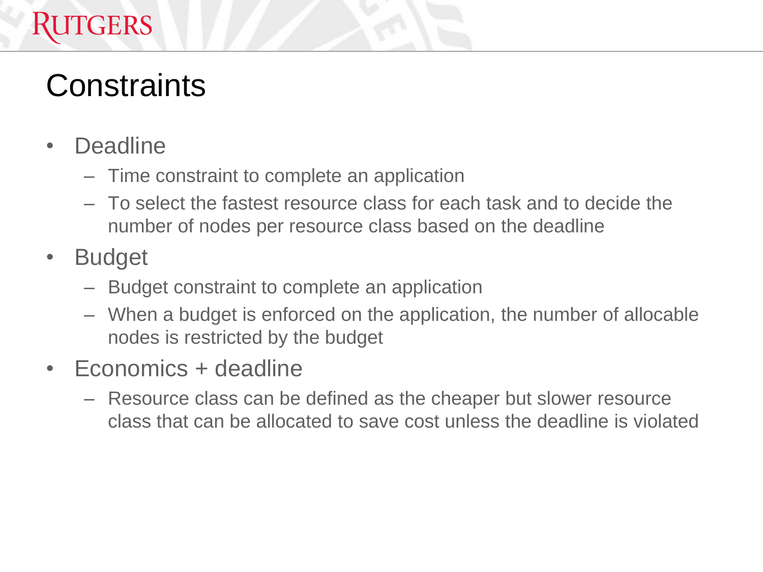# Constraints

- Deadline
  - Time constraint to complete an application
  - To select the fastest resource class for each task and to decide the number of nodes per resource class based on the deadline
- Budget
  - Budget constraint to complete an application
  - When a budget is enforced on the application, the number of allocable nodes is restricted by the budget
- Economics + deadline
  - Resource class can be defined as the cheaper but slower resource class that can be allocated to save cost unless the deadline is violated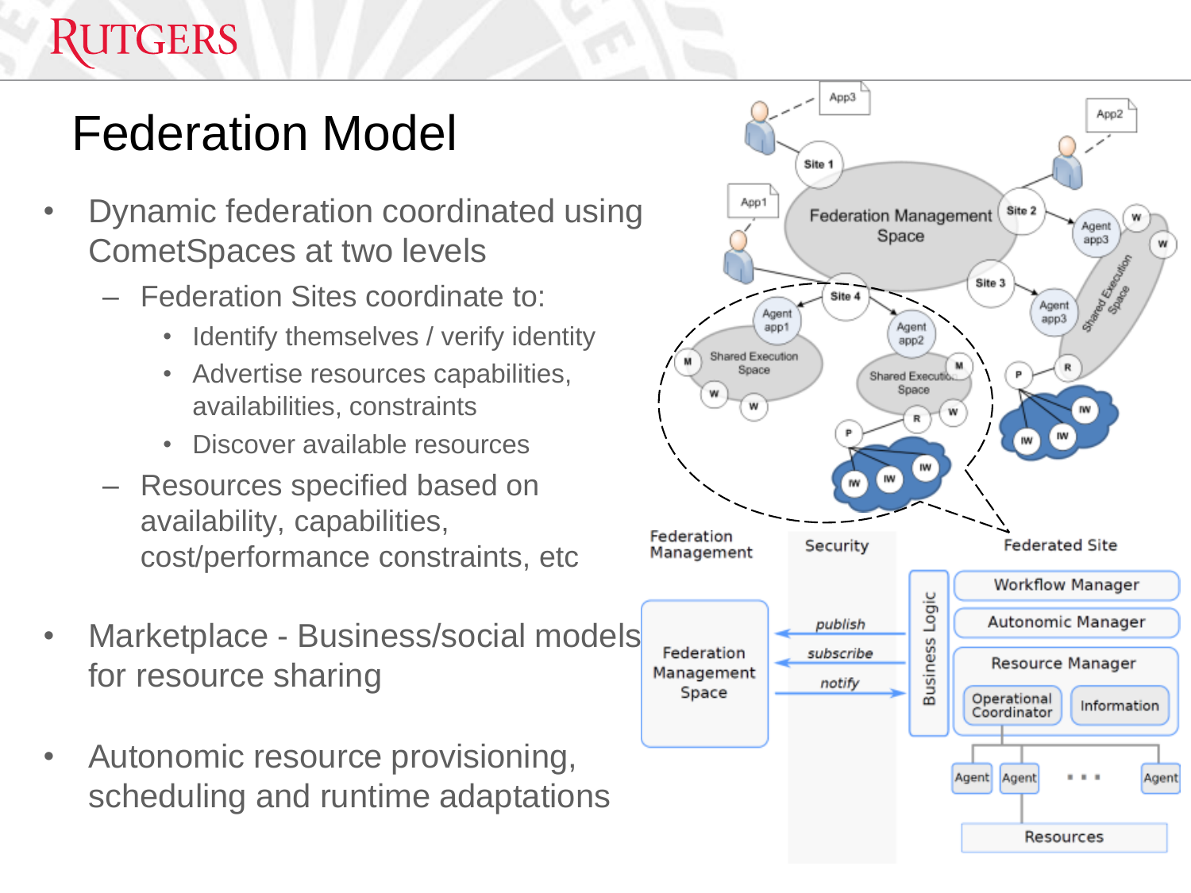# Federation Model

- Dynamic federation coordinated using CometSpaces at two levels
  - Federation Sites coordinate to:
    - Identify themselves / verify identity
    - Advertise resources capabilities, availabilities, constraints
    - Discover available resources
  - Resources specified based on availability, capabilities, cost/performance constraints, etc
- Marketplace - Business/social models for resource sharing
- Autonomic resource provisioning, scheduling and runtime adaptations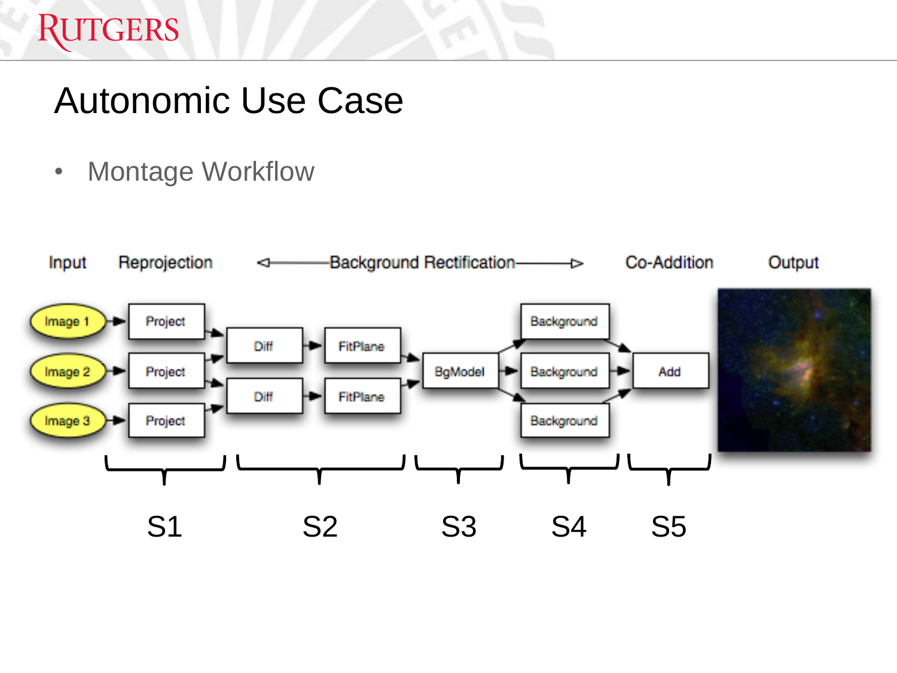# Autonomic Use Case

- Montage Workflow

Input | Reprojection | ◁——Background Rectification——▷ | Co-Addition | Output

Image 1 → Project
Image 2 → Project
Image 3 → Project

Diff → FitPlane
Diff → FitPlane

BgModel

Background
Background
Background

Add

S1 S2 S3 S4 S5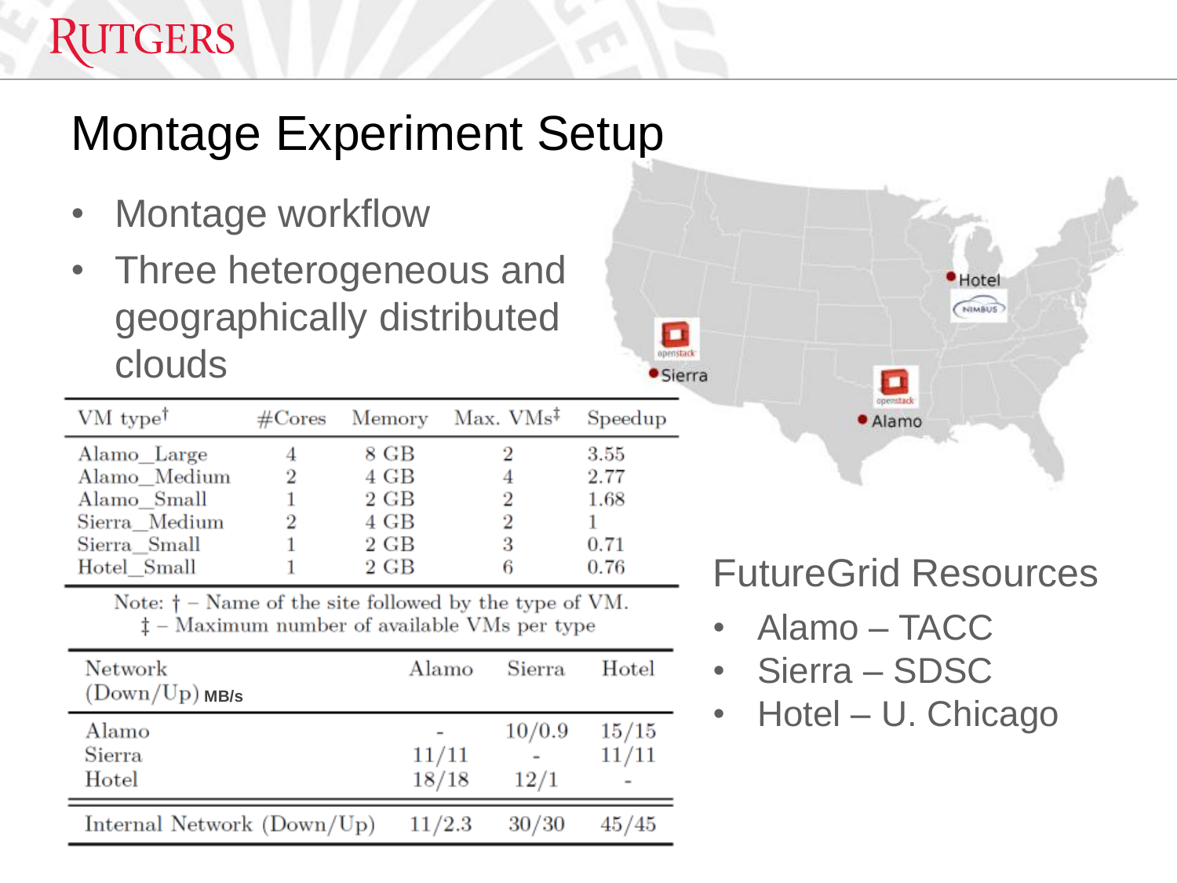# Montage Experiment Setup

- Montage workflow
- Three heterogeneous and geographically distributed clouds

| VM type† | #Cores | Memory | Max. VMs‡ | Speedup |
|---|---|---|---|---|
| Alamo_Large | 4 | 8 GB | 2 | 3.55 |
| Alamo_Medium | 2 | 4 GB | 4 | 2.77 |
| Alamo_Small | 1 | 2 GB | 2 | 1.68 |
| Sierra_Medium | 2 | 4 GB | 2 | 1 |
| Sierra_Small | 1 | 2 GB | 3 | 0.71 |
| Hotel_Small | 1 | 2 GB | 6 | 0.76 |

Note: † – Name of the site followed by the type of VM.
‡ – Maximum number of available VMs per type

| Network (Down/Up) MB/s | Alamo | Sierra | Hotel |
|---|---|---|---|
| Alamo | - | 10/0.9 | 15/15 |
| Sierra | 11/11 | - | 11/11 |
| Hotel | 18/18 | 12/1 | - |
| Internal Network (Down/Up) | 11/2.3 | 30/30 | 45/45 |

Sierra (openstack) · Alamo (openstack) · Hotel (Nimbus)

## FutureGrid Resources

- Alamo – TACC
- Sierra – SDSC
- Hotel – U. Chicago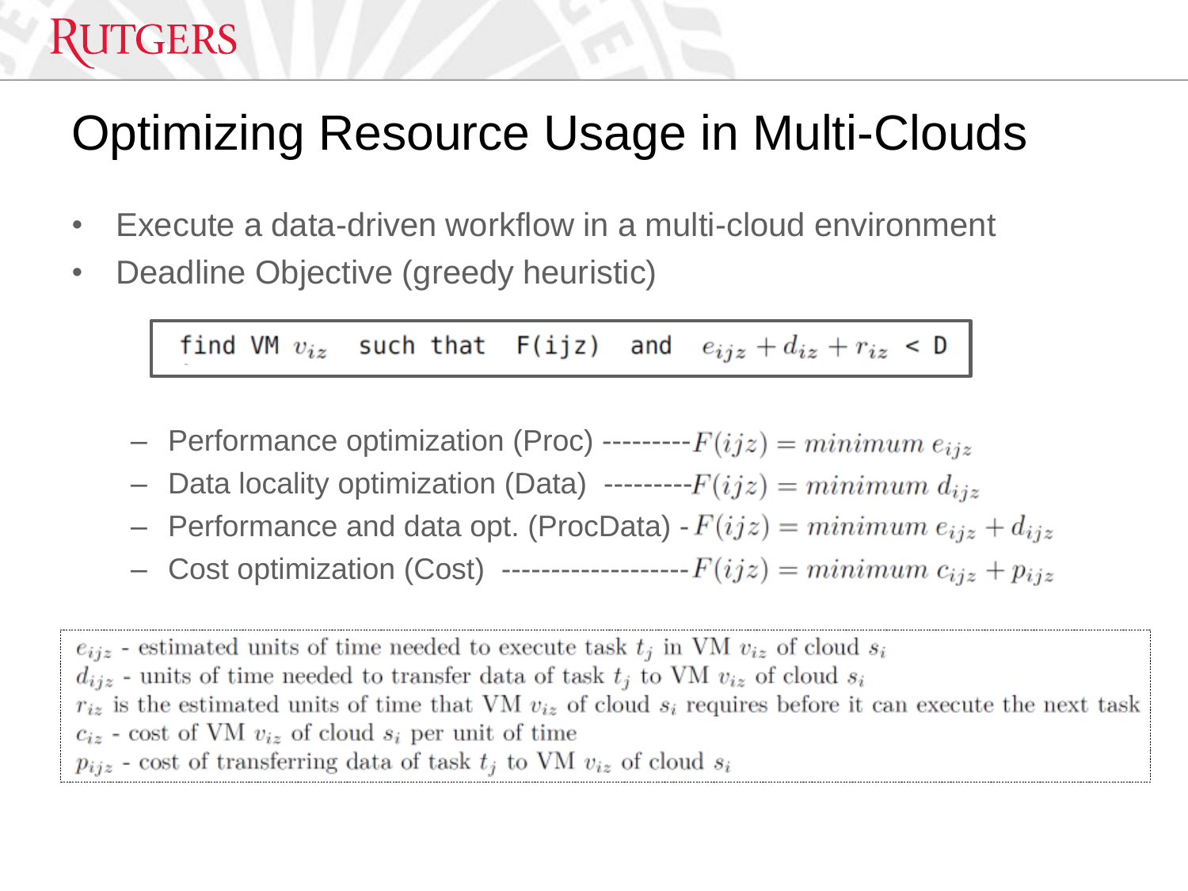# Optimizing Resource Usage in Multi-Clouds

- Execute a data-driven workflow in a multi-cloud environment
- Deadline Objective (greedy heuristic)

```
find VM v_iz  such that  F(ijz)  and  e_ijz + d_iz + r_iz < D
```

$$\text{find VM } v_{iz} \text{ such that } F(ijz) \text{ and } e_{ijz} + d_{iz} + r_{iz} < D$$

  - Performance optimization (Proc) ---------$F(ijz) = minimum\ e_{ijz}$
  - Data locality optimization (Data) ---------$F(ijz) = minimum\ d_{ijz}$
  - Performance and data opt. (ProcData) - $F(ijz) = minimum\ e_{ijz} + d_{ijz}$
  - Cost optimization (Cost) -------------------$F(ijz) = minimum\ c_{ijz} + p_{ijz}$

$e_{ijz}$ - estimated units of time needed to execute task $t_j$ in VM $v_{iz}$ of cloud $s_i$
$d_{ijz}$ - units of time needed to transfer data of task $t_j$ to VM $v_{iz}$ of cloud $s_i$
$r_{iz}$ is the estimated units of time that VM $v_{iz}$ of cloud $s_i$ requires before it can execute the next task
$c_{iz}$ - cost of VM $v_{iz}$ of cloud $s_i$ per unit of time
$p_{ijz}$ - cost of transferring data of task $t_j$ to VM $v_{iz}$ of cloud $s_i$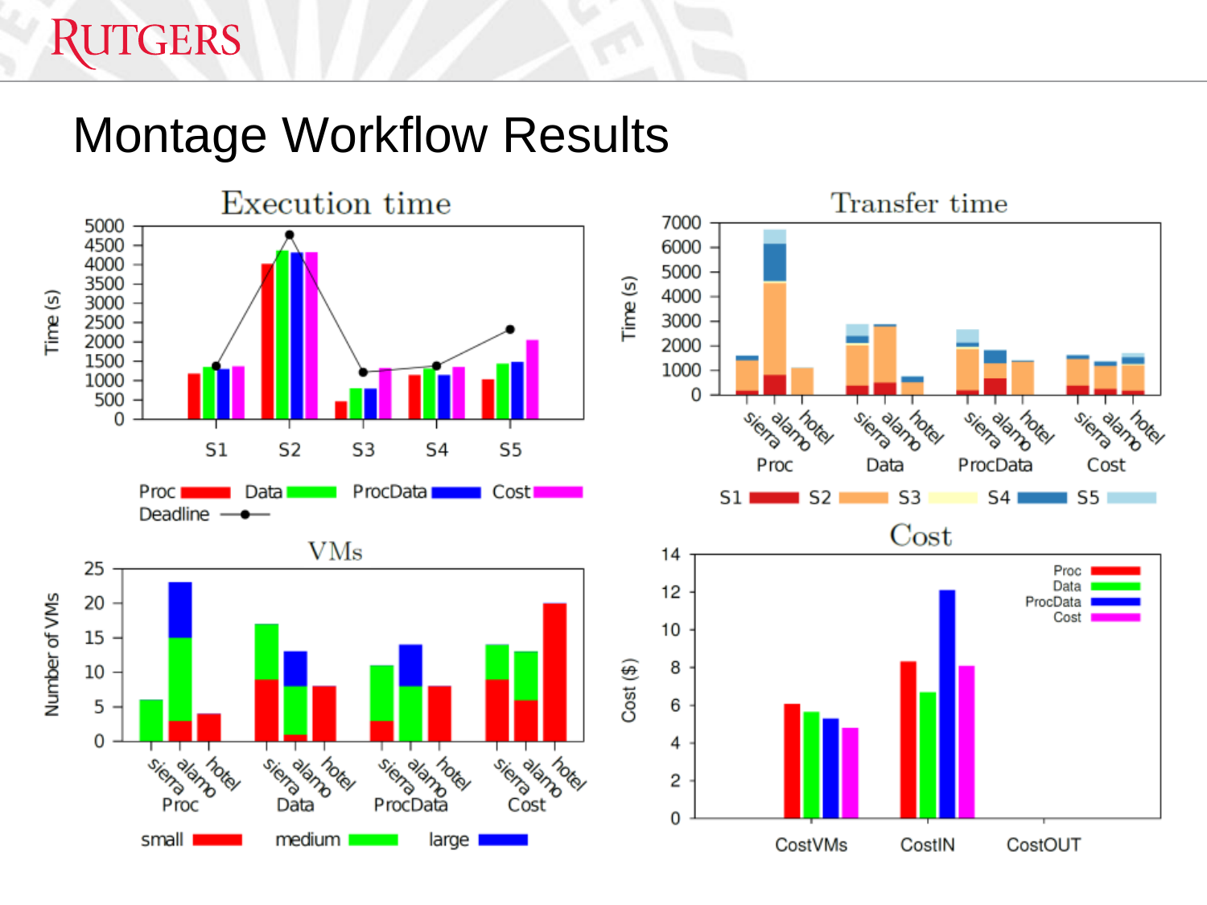# Montage Workflow Results

**Execution time**

Time (s) — S1, S2, S3, S4, S5

Proc, Data, ProcData, Cost, Deadline

**Transfer time**

Time (s) — sierra, alamo, hotel — Proc, Data, ProcData, Cost

S1, S2, S3, S4, S5

**VMs**

Number of VMs — sierra, alamo, hotel — Proc, Data, ProcData, Cost

small, medium, large

**Cost**

Cost ($) — CostVMs, CostIN, CostOUT

Proc, Data, ProcData, Cost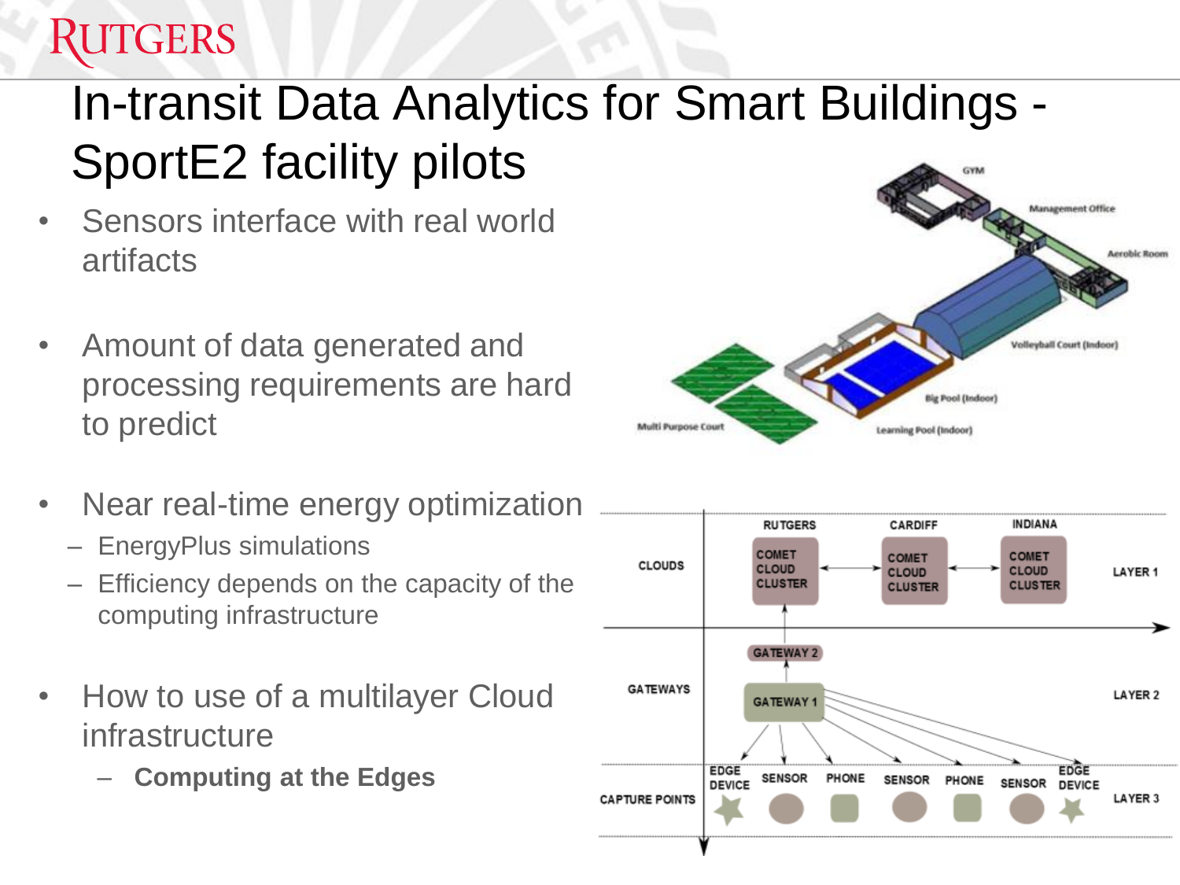# In-transit Data Analytics for Smart Buildings - SportE2 facility pilots

- Sensors interface with real world artifacts
- Amount of data generated and processing requirements are hard to predict
- Near real-time energy optimization
  - EnergyPlus simulations
  - Efficiency depends on the capacity of the computing infrastructure
- How to use of a multilayer Cloud infrastructure
  - **Computing at the Edges**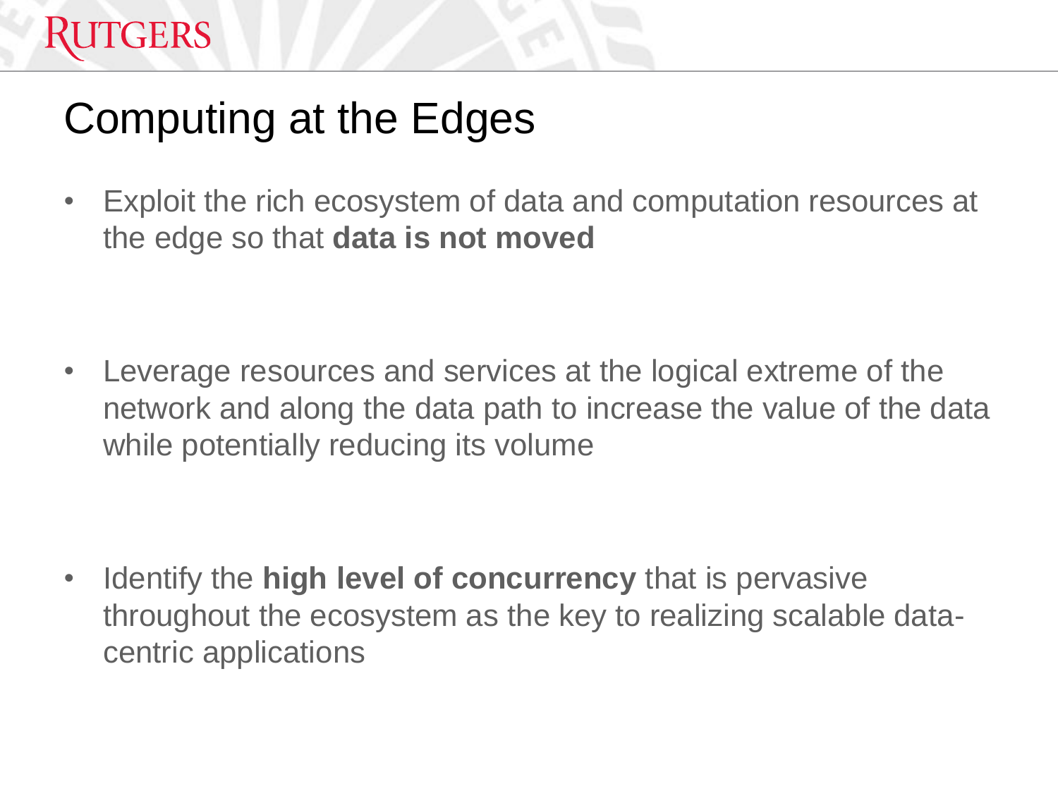# Computing at the Edges

- Exploit the rich ecosystem of data and computation resources at the edge so that **data is not moved**

- Leverage resources and services at the logical extreme of the network and along the data path to increase the value of the data while potentially reducing its volume

- Identify the **high level of concurrency** that is pervasive throughout the ecosystem as the key to realizing scalable data-centric applications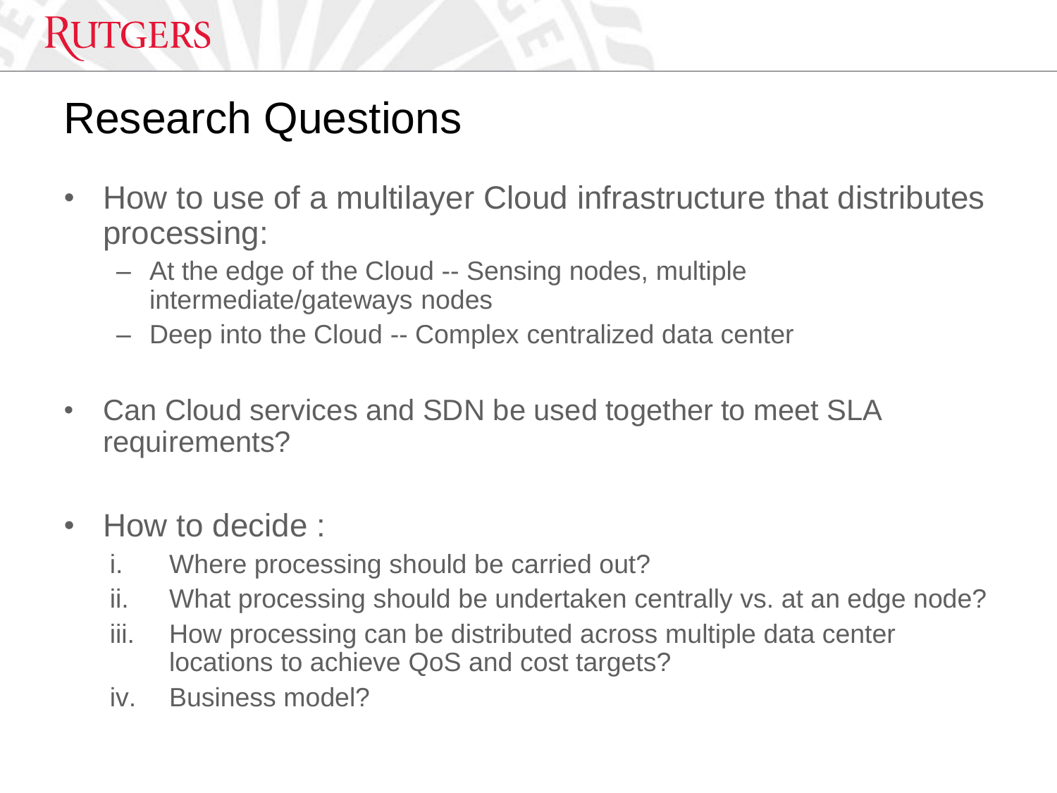# Research Questions

- How to use of a multilayer Cloud infrastructure that distributes processing:
  - At the edge of the Cloud -- Sensing nodes, multiple intermediate/gateways nodes
  - Deep into the Cloud -- Complex centralized data center

- Can Cloud services and SDN be used together to meet SLA requirements?

- How to decide :
  1. Where processing should be carried out?
  2. What processing should be undertaken centrally vs. at an edge node?
  3. How processing can be distributed across multiple data center locations to achieve QoS and cost targets?
  4. Business model?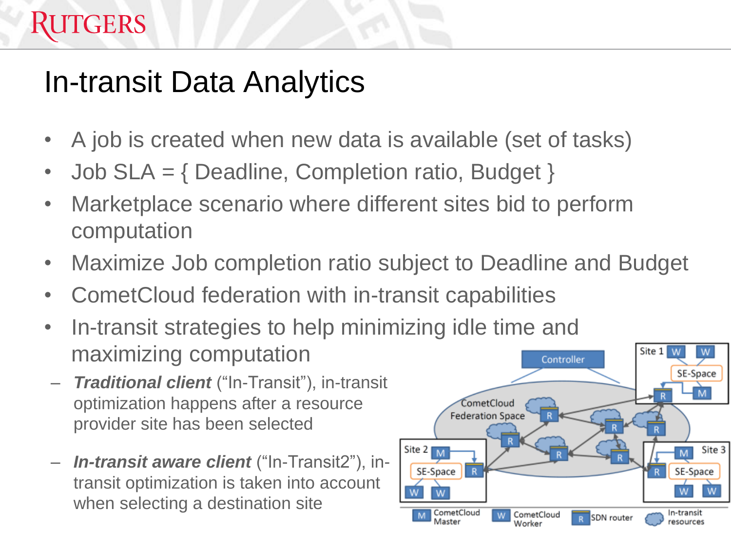# In-transit Data Analytics

- A job is created when new data is available (set of tasks)
- Job SLA = { Deadline, Completion ratio, Budget }
- Marketplace scenario where different sites bid to perform computation
- Maximize Job completion ratio subject to Deadline and Budget
- CometCloud federation with in-transit capabilities
- In-transit strategies to help minimizing idle time and maximizing computation
  - ***Traditional client*** ("In-Transit"), in-transit optimization happens after a resource provider site has been selected
  - ***In-transit aware client*** ("In-Transit2"), in-transit optimization is taken into account when selecting a destination site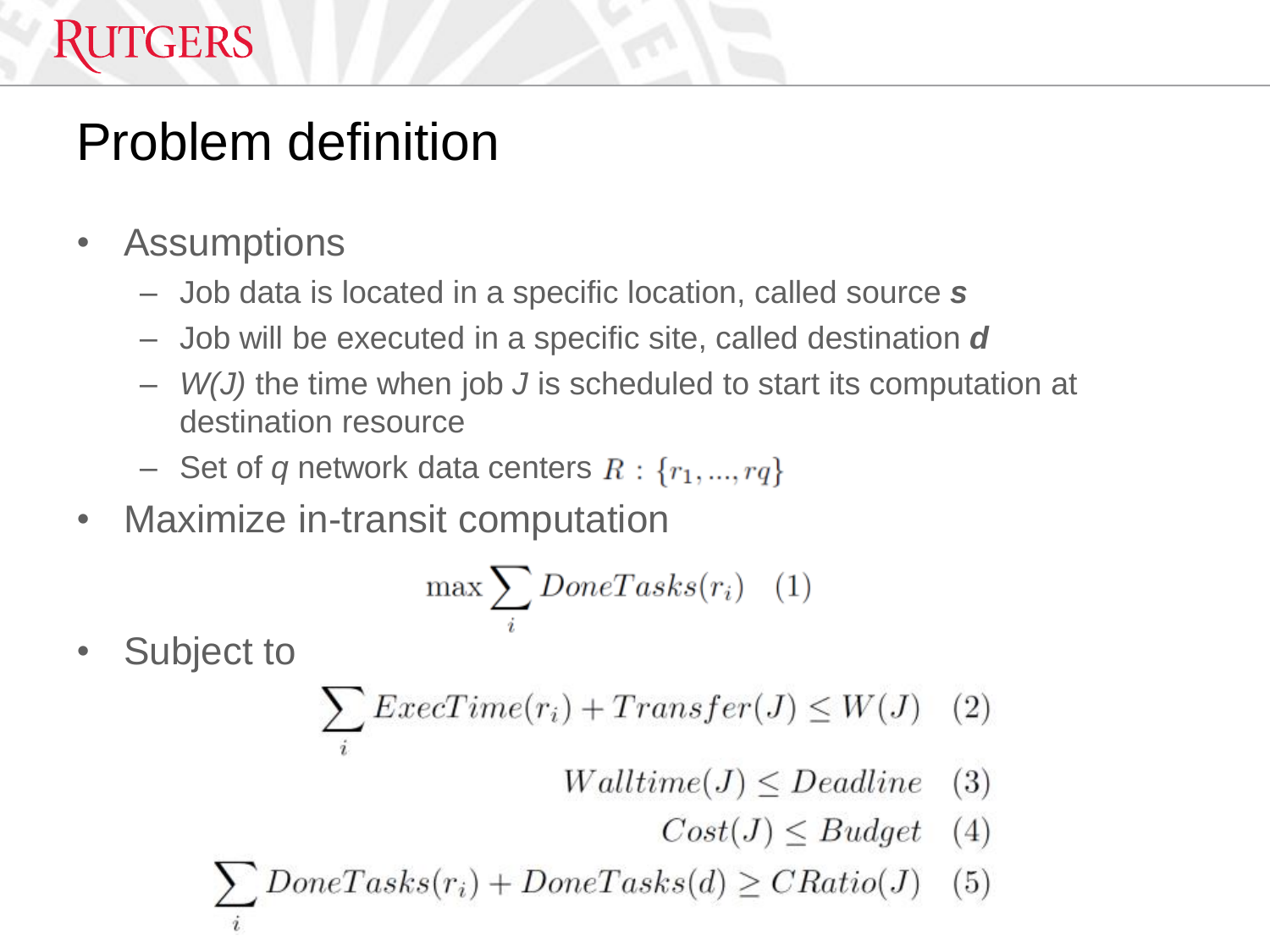# Problem definition

- Assumptions
  - Job data is located in a specific location, called source ***s***
  - Job will be executed in a specific site, called destination ***d***
  - *W(J)* the time when job *J* is scheduled to start its computation at destination resource
  - Set of *q* network data centers $R : \{r_1, ..., rq\}$
- Maximize in-transit computation

$$\max \sum_i DoneTasks(r_i) \quad (1)$$

- Subject to

$$\sum_i ExecTime(r_i) + Transfer(J) \leq W(J) \quad (2)$$

$$Walltime(J) \leq Deadline \quad (3)$$

$$Cost(J) \leq Budget \quad (4)$$

$$\sum_i DoneTasks(r_i) + DoneTasks(d) \geq CRatio(J) \quad (5)$$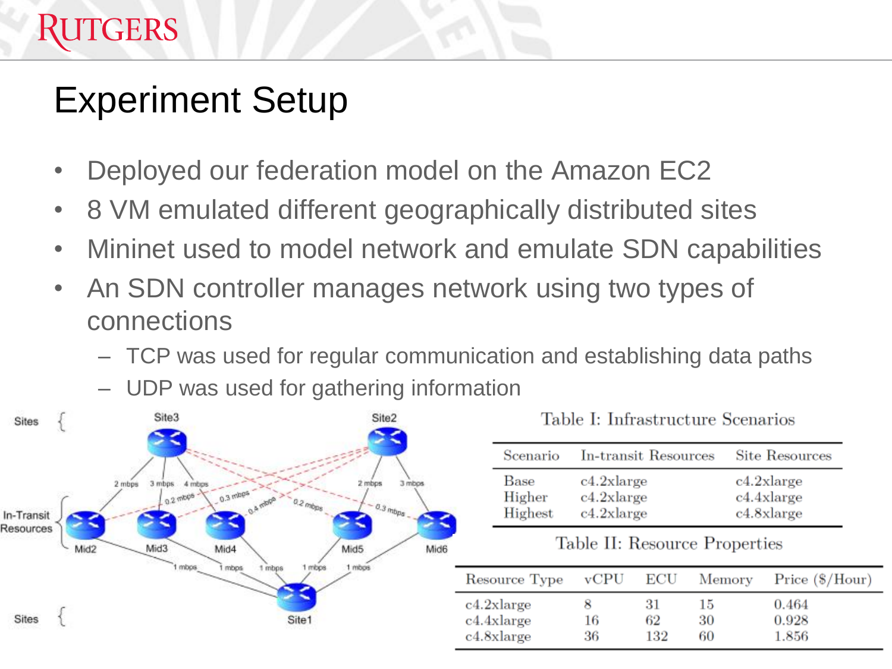# Experiment Setup

- Deployed our federation model on the Amazon EC2
- 8 VM emulated different geographically distributed sites
- Mininet used to model network and emulate SDN capabilities
- An SDN controller manages network using two types of connections
  - TCP was used for regular communication and establishing data paths
  - UDP was used for gathering information

Table I: Infrastructure Scenarios

| Scenario | In-transit Resources | Site Resources |
|---|---|---|
| Base | c4.2xlarge | c4.2xlarge |
| Higher | c4.2xlarge | c4.4xlarge |
| Highest | c4.2xlarge | c4.8xlarge |

Table II: Resource Properties

| Resource Type | vCPU | ECU | Memory | Price ($/Hour) |
|---|---|---|---|---|
| c4.2xlarge | 8 | 31 | 15 | 0.464 |
| c4.4xlarge | 16 | 62 | 30 | 0.928 |
| c4.8xlarge | 36 | 132 | 60 | 1.856 |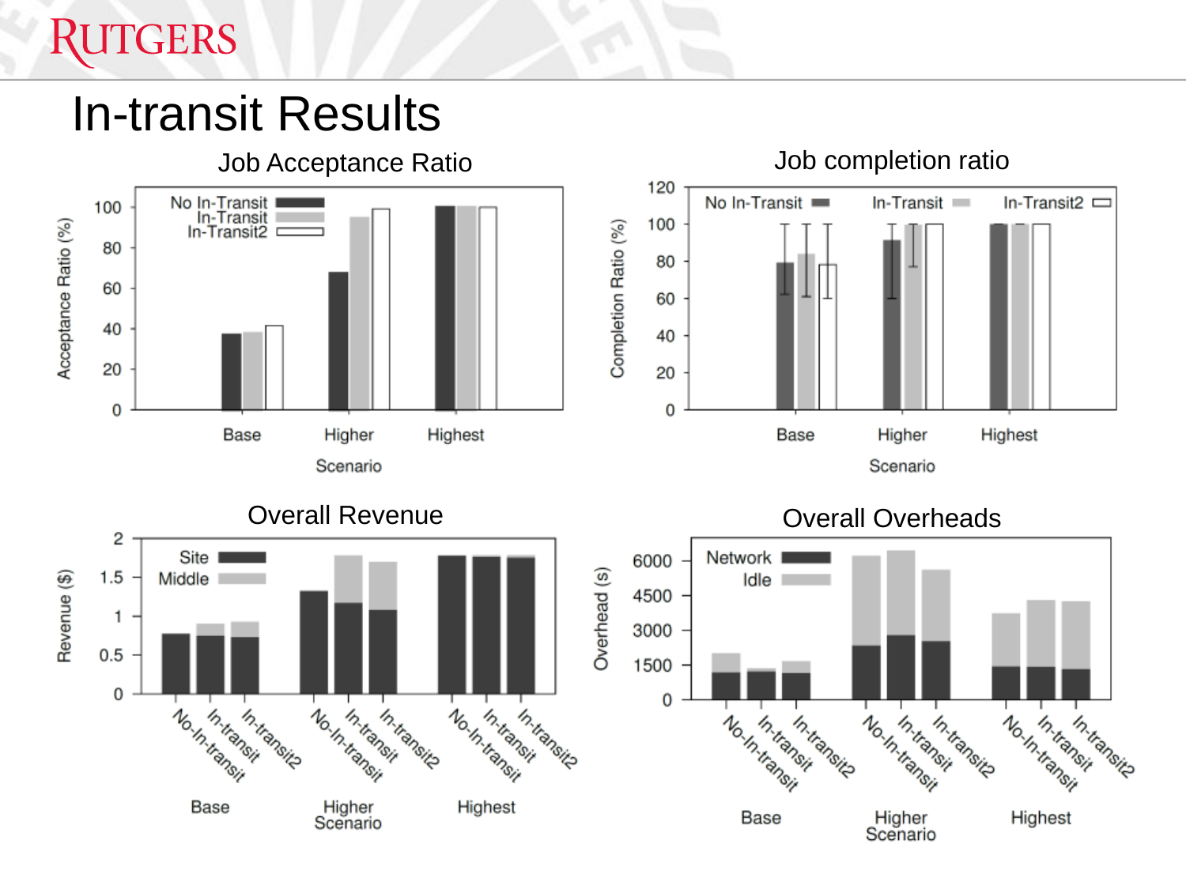# In-transit Results

Job Acceptance Ratio

Acceptance Ratio (%)

100
80
60
40
20
0

No In-Transit
In-Transit
In-Transit2

Base
Higher
Highest

Scenario

Job completion ratio

Completion Ratio (%)

120
100
80
60
40
20
0

No In-Transit
In-Transit
In-Transit2

Base
Higher
Highest

Scenario

Overall Revenue

Revenue ($)

2
1.5
1
0.5
0

Site
Middle

No-In-transit
In-transit
In-transit2

Base
Higher
Highest

Scenario

Overall Overheads

Overhead (s)

6000
4500
3000
1500
0

Network
Idle

No-In-transit
In-transit
In-transit2

Base
Higher
Highest

Scenario